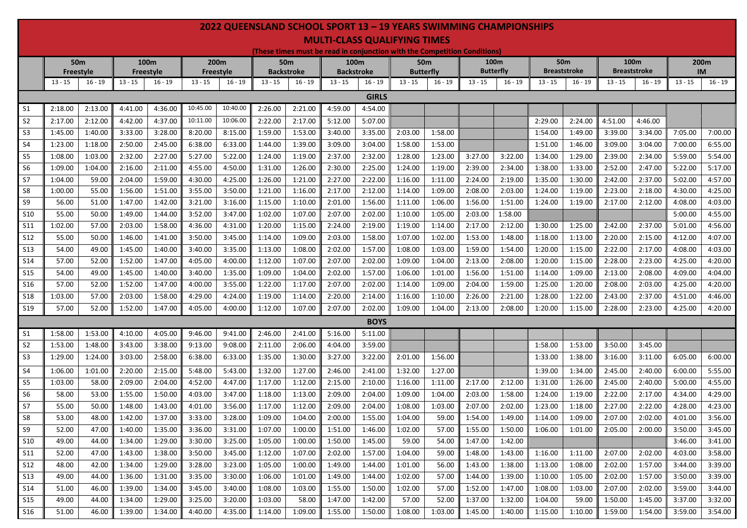# 2022 QUEENSLAND SCHOOL SPORT 13 – 19 YEARS SWIMMING CHAMPIONSHIPS

## MULTI-CLASS QUALIFYING TIMES

(These times must be read in conjunction with the Competition Conditions)

| | 50m Freestyle | | 100m Freestyle | | 200m Freestyle | | 50m Backstroke | | 100m Backstroke | | 50m Butterfly | | 100m Butterfly | | 50m Breaststroke | | 100m Breaststroke | | 200m IM | |
|---|---|---|---|---|---|---|---|---|---|---|---|---|---|---|---|---|---|---|---|---|
| | 13 - 15 | 16 - 19 | 13 - 15 | 16 - 19 | 13 - 15 | 16 - 19 | 13 - 15 | 16 - 19 | 13 - 15 | 16 - 19 | 13 - 15 | 16 - 19 | 13 - 15 | 16 - 19 | 13 - 15 | 16 - 19 | 13 - 15 | 16 - 19 | 13 - 15 | 16 - 19 |
| **GIRLS** | | | | | | | | | | | | | | | | | | | | |
| S1 | 2:18.00 | 2:13.00 | 4:41.00 | 4:36.00 | 10:45.00 | 10:40.00 | 2:26.00 | 2:21.00 | 4:59.00 | 4:54.00 | | | | | | | | | | |
| S2 | 2:17.00 | 2:12.00 | 4:42.00 | 4:37.00 | 10:11.00 | 10:06.00 | 2:22.00 | 2:17.00 | 5:12.00 | 5:07.00 | | | | | 2:29.00 | 2:24.00 | 4:51.00 | 4:46.00 | | |
| S3 | 1:45.00 | 1:40.00 | 3:33.00 | 3:28.00 | 8:20.00 | 8:15.00 | 1:59.00 | 1:53.00 | 3:40.00 | 3:35.00 | 2:03.00 | 1:58.00 | | | 1:54.00 | 1:49.00 | 3:39.00 | 3:34.00 | 7:05.00 | 7:00.00 |
| S4 | 1:23.00 | 1:18.00 | 2:50.00 | 2:45.00 | 6:38.00 | 6:33.00 | 1:44.00 | 1:39.00 | 3:09.00 | 3:04.00 | 1:58.00 | 1:53.00 | | | 1:51.00 | 1:46.00 | 3:09.00 | 3:04.00 | 7:00.00 | 6:55.00 |
| S5 | 1:08.00 | 1:03.00 | 2:32.00 | 2:27.00 | 5:27.00 | 5:22.00 | 1:24.00 | 1:19.00 | 2:37.00 | 2:32.00 | 1:28.00 | 1:23.00 | 3:27.00 | 3:22.00 | 1:34.00 | 1:29.00 | 2:39.00 | 2:34.00 | 5:59.00 | 5:54.00 |
| S6 | 1:09.00 | 1:04.00 | 2:16.00 | 2:11.00 | 4:55.00 | 4:50.00 | 1:31.00 | 1:26.00 | 2:30.00 | 2:25.00 | 1:24.00 | 1:19.00 | 2:39.00 | 2:34.00 | 1:38.00 | 1:33.00 | 2:52.00 | 2:47.00 | 5:22.00 | 5:17.00 |
| S7 | 1:04.00 | 59.00 | 2:04.00 | 1:59.00 | 4:30.00 | 4:25.00 | 1:26.00 | 1:21.00 | 2:27.00 | 2:22.00 | 1:16.00 | 1:11.00 | 2:24.00 | 2:19.00 | 1:35.00 | 1:30.00 | 2:42.00 | 2:37.00 | 5:02.00 | 4:57.00 |
| S8 | 1:00.00 | 55.00 | 1:56.00 | 1:51.00 | 3:55.00 | 3:50.00 | 1:21.00 | 1:16.00 | 2:17.00 | 2:12.00 | 1:14.00 | 1:09.00 | 2:08.00 | 2:03.00 | 1:24.00 | 1:19.00 | 2:23.00 | 2:18.00 | 4:30.00 | 4:25.00 |
| S9 | 56.00 | 51.00 | 1:47.00 | 1:42.00 | 3:21.00 | 3:16.00 | 1:15.00 | 1:10.00 | 2:01.00 | 1:56.00 | 1:11.00 | 1:06.00 | 1:56.00 | 1:51.00 | 1:24.00 | 1:19.00 | 2:17.00 | 2:12.00 | 4:08.00 | 4:03.00 |
| S10 | 55.00 | 50.00 | 1:49.00 | 1:44.00 | 3:52.00 | 3:47.00 | 1:02.00 | 1:07.00 | 2:07.00 | 2:02.00 | 1:10.00 | 1:05.00 | 2:03.00 | 1:58.00 | | | | | 5:00.00 | 4:55.00 |
| S11 | 1:02.00 | 57.00 | 2:03.00 | 1:58.00 | 4:36.00 | 4:31.00 | 1:20.00 | 1:15.00 | 2:24.00 | 2:19.00 | 1:19.00 | 1:14.00 | 2:17.00 | 2:12.00 | 1:30.00 | 1:25.00 | 2:42.00 | 2:37.00 | 5:01.00 | 4:56.00 |
| S12 | 55.00 | 50.00 | 1:46.00 | 1:41.00 | 3:50.00 | 3:45.00 | 1:14.00 | 1:09.00 | 2:03.00 | 1:58.00 | 1:07.00 | 1:02.00 | 1:53.00 | 1:48.00 | 1:18.00 | 1:13.00 | 2:20.00 | 2:15.00 | 4:12.00 | 4:07.00 |
| S13 | 54.00 | 49.00 | 1:45.00 | 1:40.00 | 3:40.00 | 3:35.00 | 1:13.00 | 1:08.00 | 2:02.00 | 1:57.00 | 1:08.00 | 1:03.00 | 1:59.00 | 1:54.00 | 1:20.00 | 1:15.00 | 2:22.00 | 2:17.00 | 4:08.00 | 4:03.00 |
| S14 | 57.00 | 52.00 | 1:52.00 | 1:47.00 | 4:05.00 | 4:00.00 | 1:12.00 | 1:07.00 | 2:07.00 | 2:02.00 | 1:09.00 | 1:04.00 | 2:13.00 | 2:08.00 | 1:20.00 | 1:15.00 | 2:28.00 | 2:23.00 | 4:25.00 | 4:20.00 |
| S15 | 54.00 | 49.00 | 1:45.00 | 1:40.00 | 3:40.00 | 1:35.00 | 1:09.00 | 1:04.00 | 2:02.00 | 1:57.00 | 1:06.00 | 1:01.00 | 1:56.00 | 1:51.00 | 1:14.00 | 1:09.00 | 2:13.00 | 2:08.00 | 4:09.00 | 4:04.00 |
| S16 | 57.00 | 52.00 | 1:52.00 | 1:47.00 | 4:00.00 | 3:55.00 | 1:22.00 | 1:17.00 | 2:07.00 | 2:02.00 | 1:14.00 | 1:09.00 | 2:04.00 | 1:59.00 | 1:25.00 | 1:20.00 | 2:08.00 | 2:03.00 | 4:25.00 | 4:20.00 |
| S18 | 1:03.00 | 57.00 | 2:03.00 | 1:58.00 | 4:29.00 | 4:24.00 | 1:19.00 | 1:14.00 | 2:20.00 | 2:14.00 | 1:16.00 | 1:10.00 | 2:26.00 | 2:21.00 | 1:28.00 | 1:22.00 | 2:43.00 | 2:37.00 | 4:51.00 | 4:46.00 |
| S19 | 57.00 | 52.00 | 1:52.00 | 1:47.00 | 4:05.00 | 4:00.00 | 1:12.00 | 1:07.00 | 2:07.00 | 2:02.00 | 1:09.00 | 1:04.00 | 2:13.00 | 2:08.00 | 1:20.00 | 1:15.00 | 2:28.00 | 2:23.00 | 4:25.00 | 4:20.00 |
| **BOYS** | | | | | | | | | | | | | | | | | | | | |
| S1 | 1:58.00 | 1:53.00 | 4:10.00 | 4:05.00 | 9:46.00 | 9:41.00 | 2:46.00 | 2:41.00 | 5:16.00 | 5:11.00 | | | | | | | | | | |
| S2 | 1:53.00 | 1:48.00 | 3:43.00 | 3:38.00 | 9:13.00 | 9:08.00 | 2:11.00 | 2:06.00 | 4:04.00 | 3:59.00 | | | | | 1:58.00 | 1:53.00 | 3:50.00 | 3:45.00 | | |
| S3 | 1:29.00 | 1:24.00 | 3:03.00 | 2:58.00 | 6:38.00 | 6:33.00 | 1:35.00 | 1:30.00 | 3:27.00 | 3:22.00 | 2:01.00 | 1:56.00 | | | 1:33.00 | 1:38.00 | 3:16.00 | 3:11.00 | 6:05.00 | 6:00.00 |
| S4 | 1:06.00 | 1:01.00 | 2:20.00 | 2:15.00 | 5:48.00 | 5:43.00 | 1:32.00 | 1:27.00 | 2:46.00 | 2:41.00 | 1:32.00 | 1:27.00 | | | 1:39.00 | 1:34.00 | 2:45.00 | 2:40.00 | 6:00.00 | 5:55.00 |
| S5 | 1:03.00 | 58.00 | 2:09.00 | 2:04.00 | 4:52.00 | 4:47.00 | 1:17.00 | 1:12.00 | 2:15.00 | 2:10.00 | 1:16.00 | 1:11.00 | 2:17.00 | 2:12.00 | 1:31.00 | 1:26.00 | 2:45.00 | 2:40.00 | 5:00.00 | 4:55.00 |
| S6 | 58.00 | 53.00 | 1:55.00 | 1:50.00 | 4:03.00 | 3:47.00 | 1:18.00 | 1:13.00 | 2:09.00 | 2:04.00 | 1:09.00 | 1:04.00 | 2:03.00 | 1:58.00 | 1:24.00 | 1:19.00 | 2:22.00 | 2:17.00 | 4:34.00 | 4:29.00 |
| S7 | 55.00 | 50.00 | 1:48.00 | 1:43.00 | 4:01.00 | 3:56.00 | 1:17.00 | 1:12.00 | 2:09.00 | 2:04.00 | 1:08.00 | 1:03.00 | 2:07.00 | 2:02.00 | 1:23.00 | 1:18.00 | 2:27.00 | 2:22.00 | 4:28.00 | 4:23.00 |
| S8 | 53.00 | 48.00 | 1:42.00 | 1:37.00 | 3:33.00 | 3:28.00 | 1:09.00 | 1:04.00 | 2:00.00 | 1:55.00 | 1:04.00 | 59.00 | 1:54.00 | 1:49.00 | 1:14.00 | 1:09.00 | 2:07.00 | 2:02.00 | 4:01.00 | 3:56.00 |
| S9 | 52.00 | 47.00 | 1:40.00 | 1:35.00 | 3:36.00 | 3:31.00 | 1:07.00 | 1:00.00 | 1:51.00 | 1:46.00 | 1:02.00 | 57.00 | 1:55.00 | 1:50.00 | 1:06.00 | 1:01.00 | 2:05.00 | 2:00.00 | 3:50.00 | 3:45.00 |
| S10 | 49.00 | 44.00 | 1:34.00 | 1:29.00 | 3:30.00 | 3:25.00 | 1:05.00 | 1:00.00 | 1:50.00 | 1:45.00 | 59.00 | 54.00 | 1:47.00 | 1:42.00 | | | | | 3:46.00 | 3:41.00 |
| S11 | 52.00 | 47.00 | 1:43.00 | 1:38.00 | 3:50.00 | 3:45.00 | 1:12.00 | 1:07.00 | 2:02.00 | 1:57.00 | 1:04.00 | 59.00 | 1:48.00 | 1:43.00 | 1:16.00 | 1:11.00 | 2:07.00 | 2:02.00 | 4:03.00 | 3:58.00 |
| S12 | 48.00 | 42.00 | 1:34.00 | 1:29.00 | 3:28.00 | 3:23.00 | 1:05.00 | 1:00.00 | 1:49.00 | 1:44.00 | 1:01.00 | 56.00 | 1:43.00 | 1:38.00 | 1:13.00 | 1:08.00 | 2:02.00 | 1:57.00 | 3:44.00 | 3:39.00 |
| S13 | 49.00 | 44.00 | 1:36.00 | 1:31.00 | 3:35.00 | 3:30.00 | 1:06.00 | 1:01.00 | 1:49.00 | 1:44.00 | 1:02.00 | 57.00 | 1:44.00 | 1:39.00 | 1:10.00 | 1:05.00 | 2:02.00 | 1:57.00 | 3:50.00 | 3:39.00 |
| S14 | 51.00 | 46.00 | 1:39.00 | 1:34.00 | 3:45.00 | 3:40.00 | 1:08.00 | 1:03.00 | 1:55.00 | 1:50.00 | 1:02.00 | 57.00 | 1:52.00 | 1:47.00 | 1:08.00 | 1:03.00 | 2:07.00 | 2:02.00 | 3:59.00 | 3:44.00 |
| S15 | 49.00 | 44.00 | 1:34.00 | 1:29.00 | 3:25.00 | 3:20.00 | 1:03.00 | 58.00 | 1:47.00 | 1:42.00 | 57.00 | 52.00 | 1:37.00 | 1:32.00 | 1:04.00 | 59.00 | 1:50.00 | 1:45.00 | 3:37.00 | 3:32.00 |
| S16 | 51.00 | 46.00 | 1:39.00 | 1:34.00 | 4:40.00 | 4:35.00 | 1:14.00 | 1:09.00 | 1:55.00 | 1:50.00 | 1:08.00 | 1:03.00 | 1:45.00 | 1:40.00 | 1:15.00 | 1:10.00 | 1:59.00 | 1:54.00 | 3:59.00 | 3:54.00 |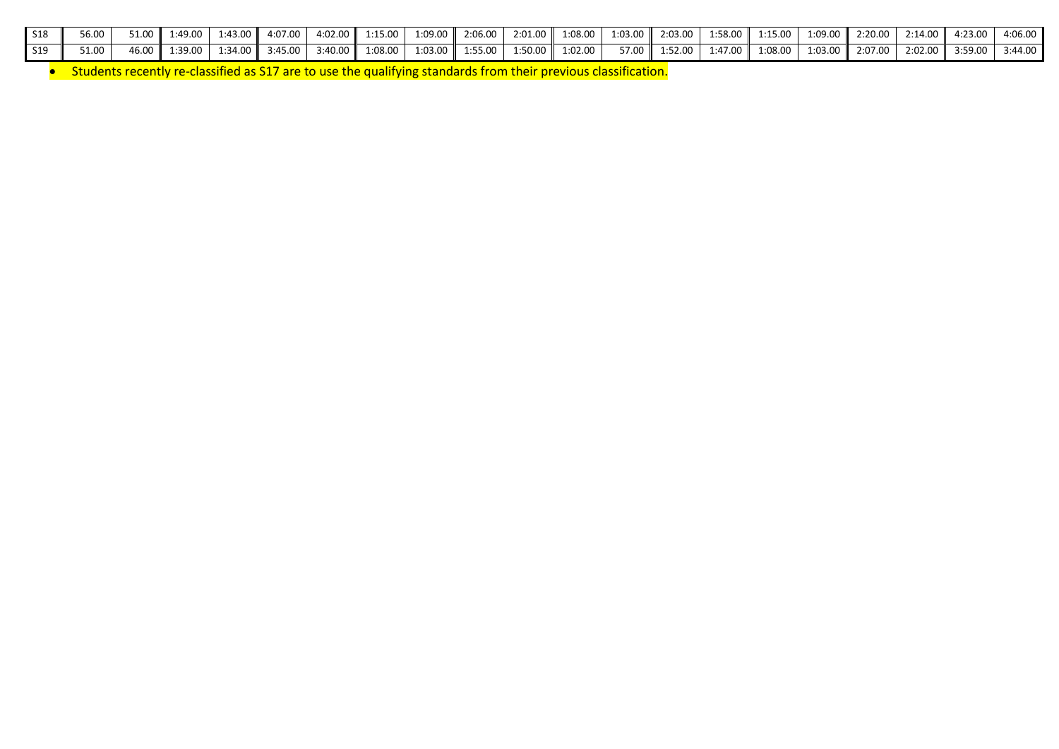| | | | | | | | | | | | | | | | | | | | | |
|---|---|---|---|---|---|---|---|---|---|---|---|---|---|---|---|---|---|---|---|---|
| S18 | 56.00 | 51.00 | 1:49.00 | 1:43.00 | 4:07.00 | 4:02.00 | 1:15.00 | 1:09.00 | 2:06.00 | 2:01.00 | 1:08.00 | 1:03.00 | 2:03.00 | 1:58.00 | 1:15.00 | 1:09.00 | 2:20.00 | 2:14.00 | 4:23.00 | 4:06.00 |
| S19 | 51.00 | 46.00 | 1:39.00 | 1:34.00 | 3:45.00 | 3:40.00 | 1:08.00 | 1:03.00 | 1:55.00 | 1:50.00 | 1:02.00 | 57.00 | 1:52.00 | 1:47.00 | 1:08.00 | 1:03.00 | 2:07.00 | 2:02.00 | 3:59.00 | 3:44.00 |

- Students recently re-classified as S17 are to use the qualifying standards from their previous classification.